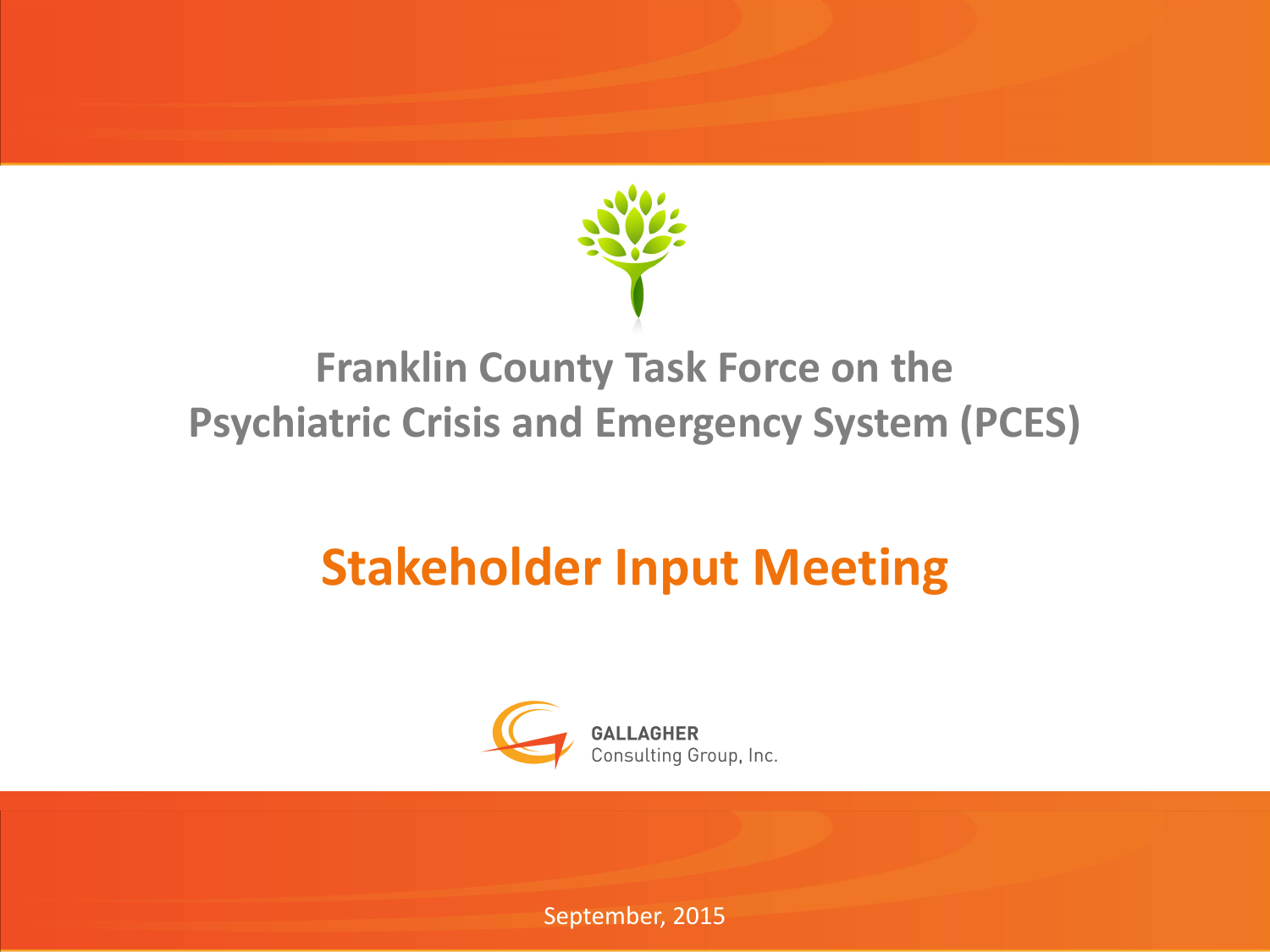# Franklin County Task Force on the Psychiatric Crisis and Emergency System (PCES)

## Stakeholder Input Meeting

GALLAGHER
Consulting Group, Inc.

September, 2015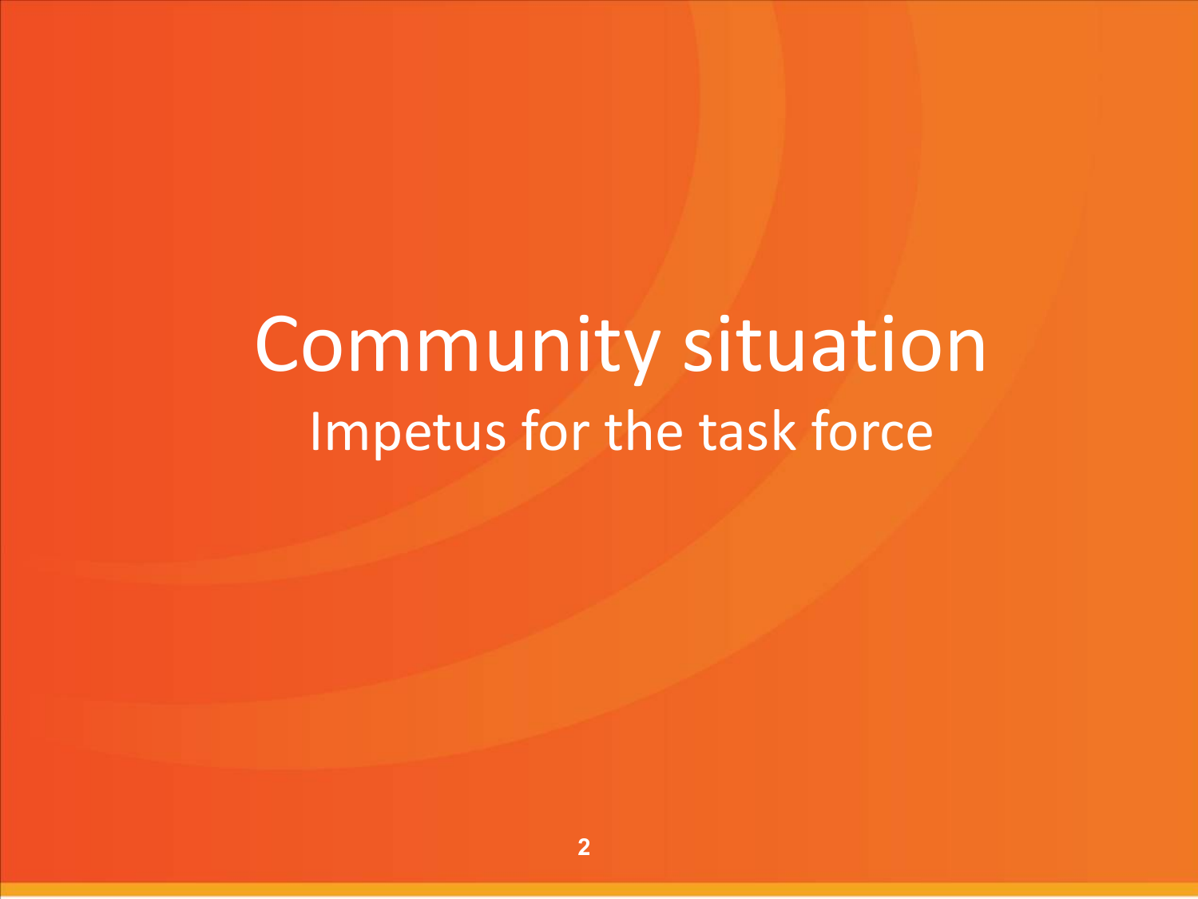# Community situation

## Impetus for the task force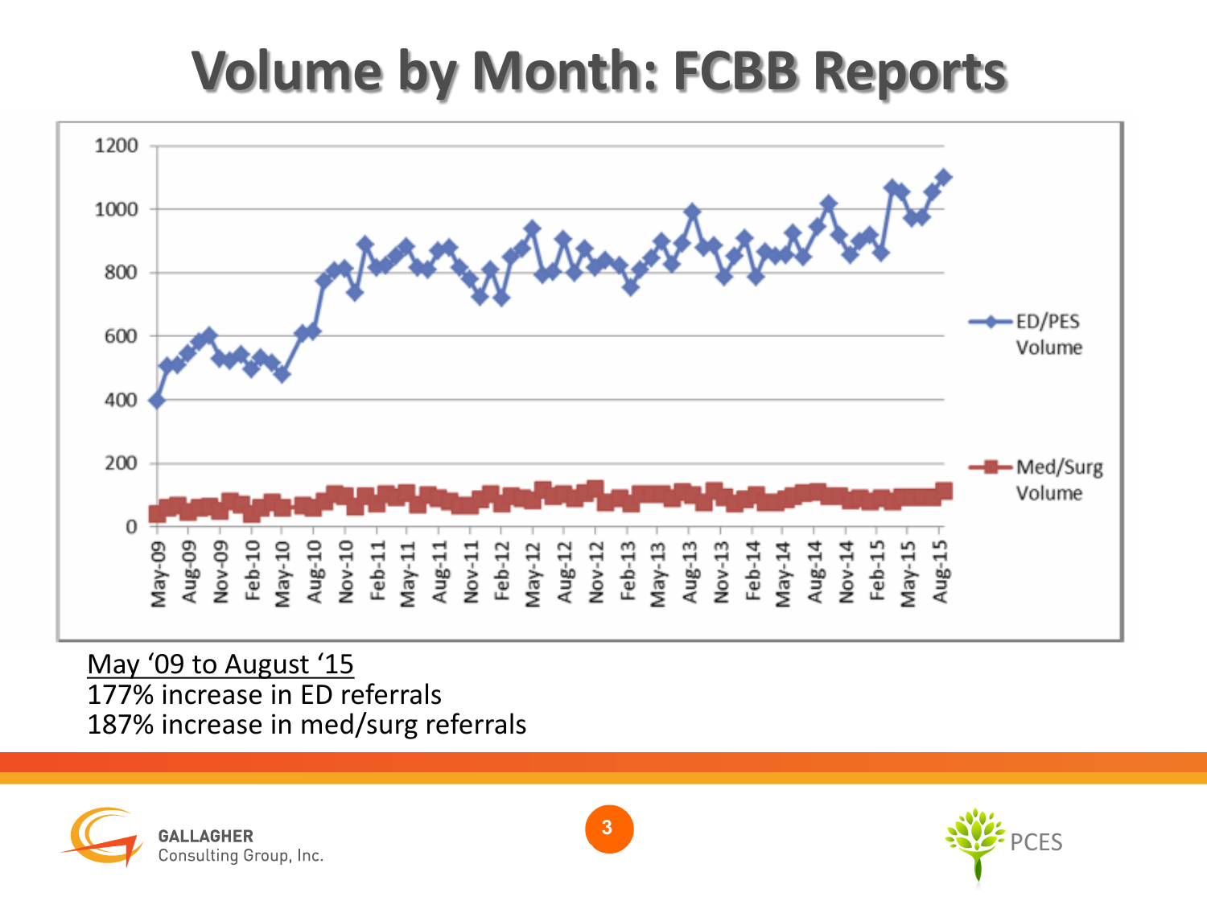# Volume by Month: FCBB Reports

May '09 to August '15
177% increase in ED referrals
187% increase in med/surg referrals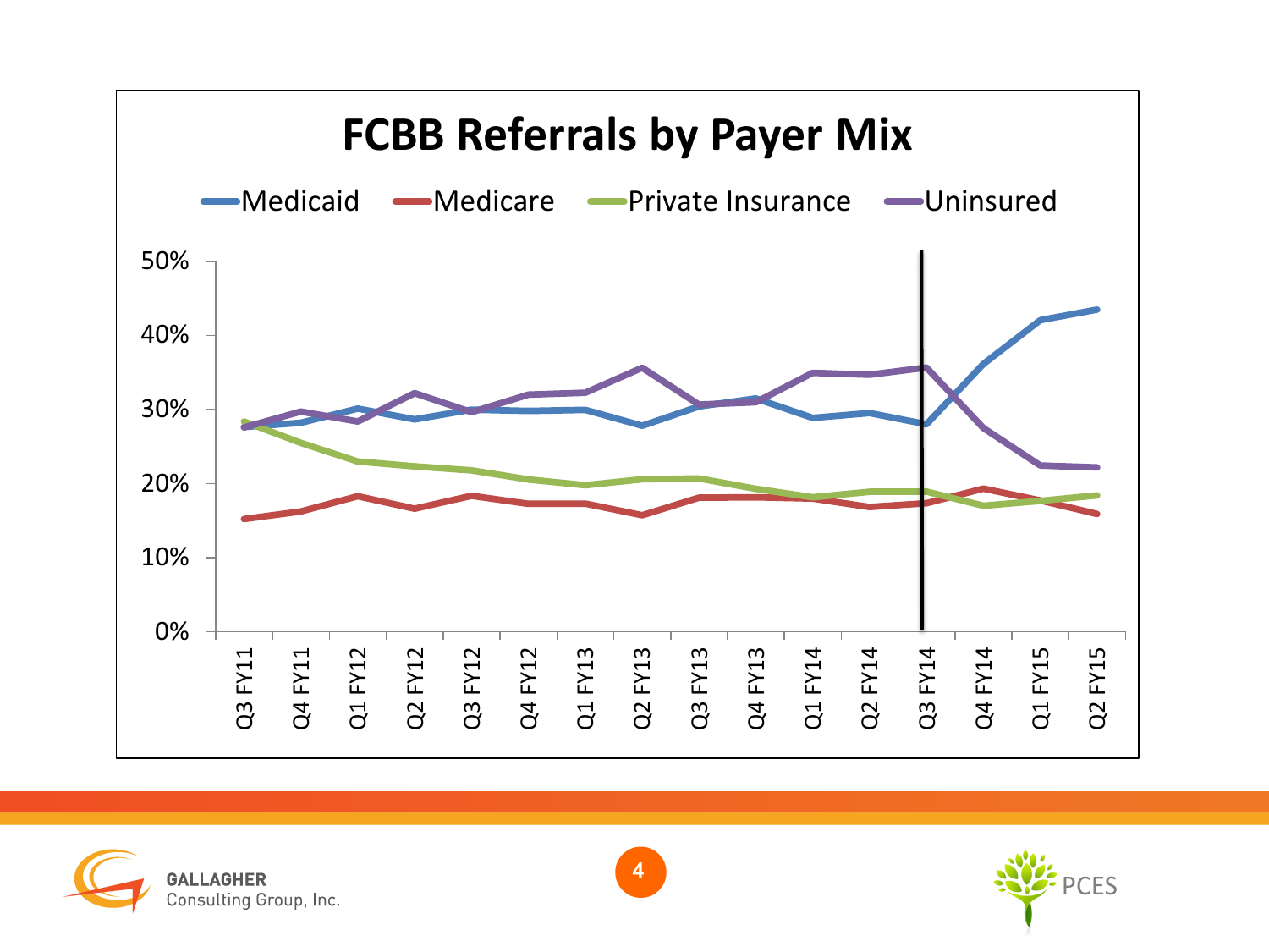# FCBB Referrals by Payer Mix

Medicaid | Medicare | Private Insurance | Uninsured

50%
40%
30%
20%
10%
0%

Q3 FY11, Q4 FY11, Q1 FY12, Q2 FY12, Q3 FY12, Q4 FY12, Q1 FY13, Q2 FY13, Q3 FY13, Q4 FY13, Q1 FY14, Q2 FY14, Q3 FY14, Q4 FY14, Q1 FY15, Q2 FY15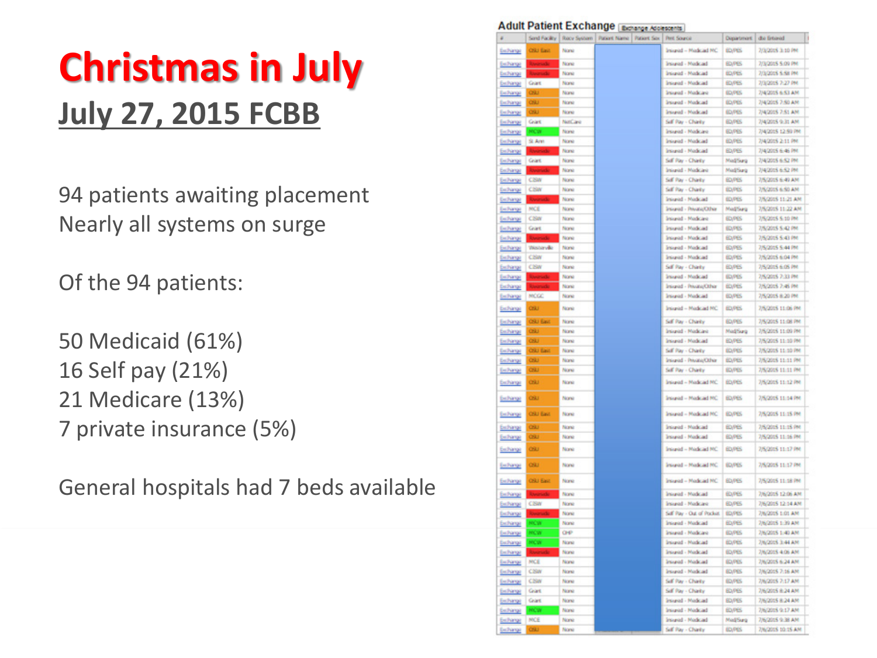# Christmas in July

## July 27, 2015 FCBB

94 patients awaiting placement
Nearly all systems on surge

Of the 94 patients:

50 Medicaid (61%)
16 Self pay (21%)
21 Medicare (13%)
7 private insurance (5%)

General hospitals had 7 beds available

**Adult Patient Exchange** [Exchange Adolescents]

| # | Send Facility | Recv System | Patient Name | Patient Sex | Pmt Source | Department | dte Entered |
|---|---|---|---|---|---|---|---|
| Exchange | OSU East | None | | | Insured - Medicaid MC | ED/PES | 7/3/2015 3:10 PM |
| Exchange | Riverside | None | | | Insured - Medicaid | ED/PES | 7/3/2015 5:09 PM |
| Exchange | Riverside | None | | | Insured - Medicaid | ED/PES | 7/3/2015 5:58 PM |
| Exchange | Grant | None | | | Insured - Medicaid | ED/PES | 7/3/2015 7:27 PM |
| Exchange | OSU | None | | | Insured - Medicare | ED/PES | 7/4/2015 6:53 AM |
| Exchange | OSU | None | | | Insured - Medicaid | ED/PES | 7/4/2015 7:50 AM |
| Exchange | OSU | None | | | Insured - Medicaid | ED/PES | 7/4/2015 7:51 AM |
| Exchange | Grant | NetCare | | | Self Pay - Charity | ED/PES | 7/4/2015 9:31 AM |
| Exchange | MCW | None | | | Insured - Medicare | ED/PES | 7/4/2015 12:59 PM |
| Exchange | St. Ann | None | | | Insured - Medicaid | ED/PES | 7/4/2015 2:11 PM |
| Exchange | Riverside | None | | | Insured - Medicaid | ED/PES | 7/4/2015 6:46 PM |
| Exchange | Grant | None | | | Self Pay - Charity | Med/Surg | 7/4/2015 6:52 PM |
| Exchange | Riverside | None | | | Insured - Medicare | Med/Surg | 7/4/2015 6:52 PM |
| Exchange | CSW | None | | | Self Pay - Charity | ED/PES | 7/5/2015 6:49 AM |
| Exchange | CSW | None | | | Self Pay - Charity | ED/PES | 7/5/2015 6:50 AM |
| Exchange | Riverside | None | | | Insured - Medicaid | ED/PES | 7/5/2015 11:21 AM |
| Exchange | MCE | None | | | Insured - Private/Other | Med/Surg | 7/5/2015 11:22 AM |
| Exchange | CSW | None | | | Insured - Medicare | ED/PES | 7/5/2015 5:10 PM |
| Exchange | Grant | None | | | Insured - Medicaid | ED/PES | 7/5/2015 5:42 PM |
| Exchange | Riverside | None | | | Insured - Medicaid | ED/PES | 7/5/2015 5:43 PM |
| Exchange | Westerville | None | | | Insured - Medicaid | ED/PES | 7/5/2015 5:44 PM |
| Exchange | CSW | None | | | Insured - Medicaid | ED/PES | 7/5/2015 6:04 PM |
| Exchange | CSW | None | | | Self Pay - Charity | ED/PES | 7/5/2015 6:05 PM |
| Exchange | Riverside | None | | | Insured - Medicaid | ED/PES | 7/5/2015 7:33 PM |
| Exchange | Riverside | None | | | Insured - Private/Other | ED/PES | 7/5/2015 7:45 PM |
| Exchange | MCGC | None | | | Insured - Medicaid | ED/PES | 7/5/2015 8:20 PM |
| Exchange | OSU | None | | | Insured - Medicaid MC | ED/PES | 7/5/2015 11:06 PM |
| Exchange | OSU East | None | | | Self Pay - Charity | ED/PES | 7/5/2015 11:08 PM |
| Exchange | OSU | None | | | Insured - Medicare | Med/Surg | 7/5/2015 11:09 PM |
| Exchange | OSU | None | | | Insured - Medicaid | ED/PES | 7/5/2015 11:10 PM |
| Exchange | OSU East | None | | | Self Pay - Charity | ED/PES | 7/5/2015 11:10 PM |
| Exchange | OSU | None | | | Insured - Private/Other | ED/PES | 7/5/2015 11:11 PM |
| Exchange | OSU | None | | | Self Pay - Charity | ED/PES | 7/5/2015 11:11 PM |
| Exchange | OSU | None | | | Insured - Medicaid MC | ED/PES | 7/5/2015 11:12 PM |
| Exchange | OSU | None | | | Insured - Medicaid MC | ED/PES | 7/5/2015 11:14 PM |
| Exchange | OSU East | None | | | Insured - Medicaid MC | ED/PES | 7/5/2015 11:15 PM |
| Exchange | OSU | None | | | Insured - Medicaid | ED/PES | 7/5/2015 11:15 PM |
| Exchange | OSU | None | | | Insured - Medicaid | ED/PES | 7/5/2015 11:16 PM |
| Exchange | OSU | None | | | Insured - Medicaid MC | ED/PES | 7/5/2015 11:17 PM |
| Exchange | OSU | None | | | Insured - Medicaid MC | ED/PES | 7/5/2015 11:17 PM |
| Exchange | OSU East | None | | | Insured - Medicaid MC | ED/PES | 7/5/2015 11:18 PM |
| Exchange | Riverside | None | | | Insured - Medicaid | ED/PES | 7/6/2015 12:06 AM |
| Exchange | CSW | None | | | Insured - Medicare | ED/PES | 7/6/2015 12:14 AM |
| Exchange | Riverside | None | | | Self Pay - Out of Pocket | ED/PES | 7/6/2015 1:01 AM |
| Exchange | MCW | None | | | Insured - Medicaid | ED/PES | 7/6/2015 1:39 AM |
| Exchange | MCW | CHP | | | Insured - Medicare | ED/PES | 7/6/2015 1:40 AM |
| Exchange | MCW | None | | | Insured - Medicaid | ED/PES | 7/6/2015 3:44 AM |
| Exchange | Riverside | None | | | Insured - Medicaid | ED/PES | 7/6/2015 4:06 AM |
| Exchange | MCE | None | | | Insured - Medicaid | ED/PES | 7/6/2015 6:24 AM |
| Exchange | CSW | None | | | Insured - Medicaid | ED/PES | 7/6/2015 7:16 AM |
| Exchange | CSW | None | | | Self Pay - Charity | ED/PES | 7/6/2015 7:17 AM |
| Exchange | Grant | None | | | Self Pay - Charity | ED/PES | 7/6/2015 8:24 AM |
| Exchange | Grant | None | | | Insured - Medicaid | ED/PES | 7/6/2015 8:24 AM |
| Exchange | MCW | None | | | Insured - Medicaid | ED/PES | 7/6/2015 9:17 AM |
| Exchange | MCE | None | | | Insured - Medicaid | Med/Surg | 7/6/2015 9:38 AM |
| Exchange | OSU | None | | | Self Pay - Charity | ED/PES | 7/6/2015 10:15 AM |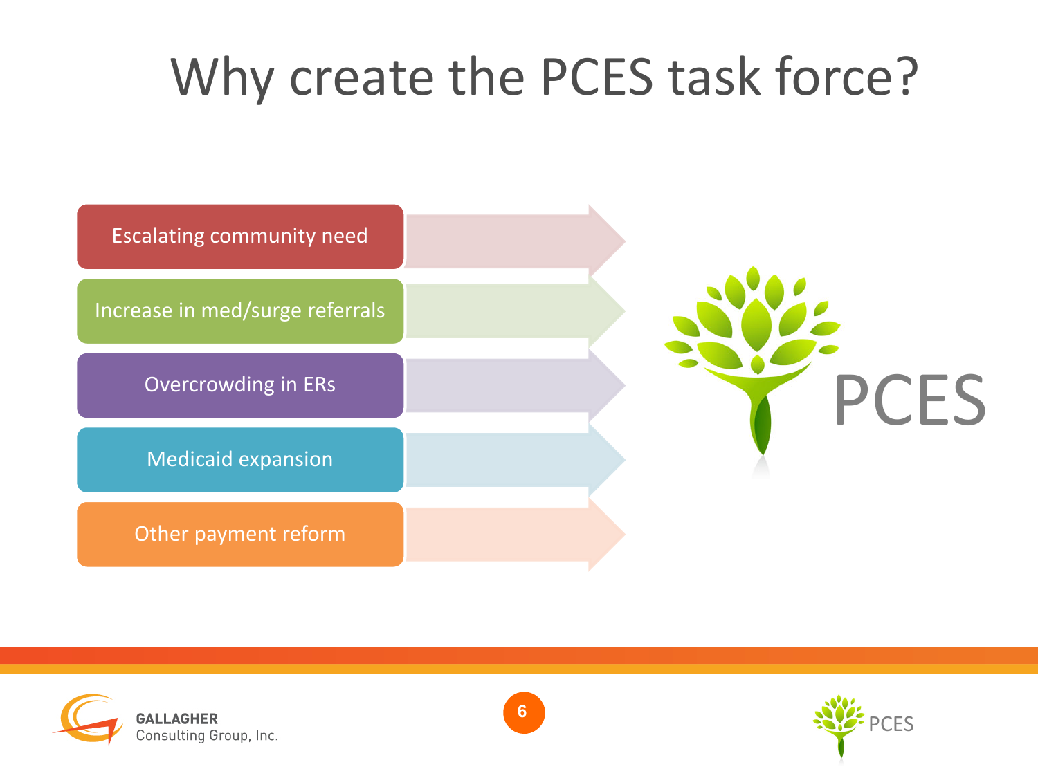# Why create the PCES task force?

- Escalating community need
- Increase in med/surge referrals
- Overcrowding in ERs
- Medicaid expansion
- Other payment reform

PCES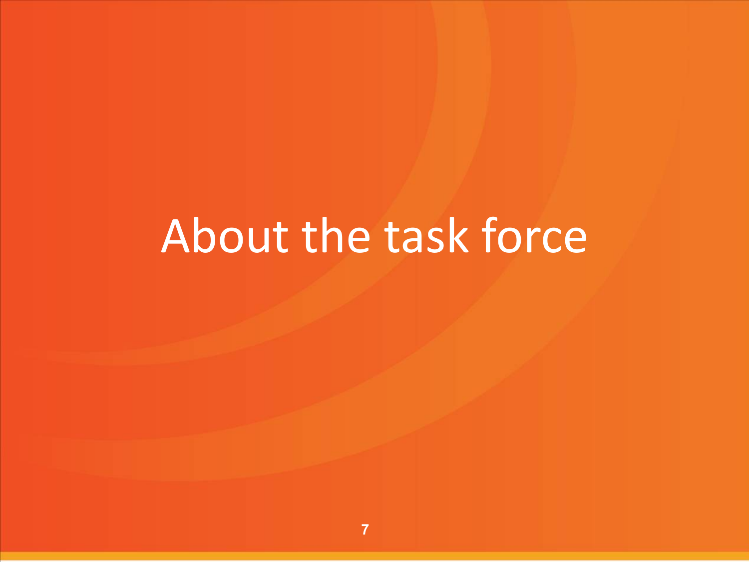# About the task force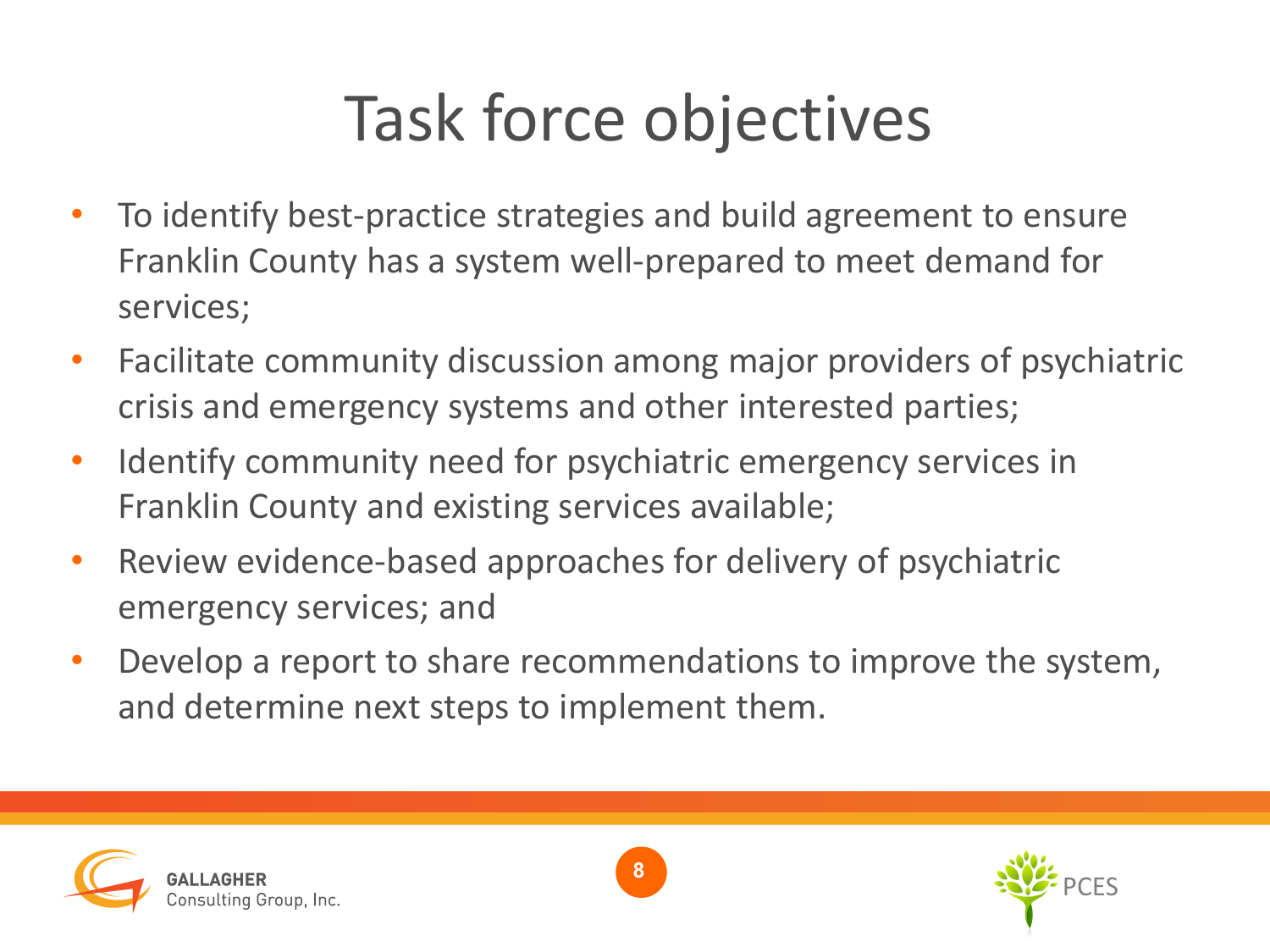# Task force objectives

- To identify best-practice strategies and build agreement to ensure Franklin County has a system well-prepared to meet demand for services;
- Facilitate community discussion among major providers of psychiatric crisis and emergency systems and other interested parties;
- Identify community need for psychiatric emergency services in Franklin County and existing services available;
- Review evidence-based approaches for delivery of psychiatric emergency services; and
- Develop a report to share recommendations to improve the system, and determine next steps to implement them.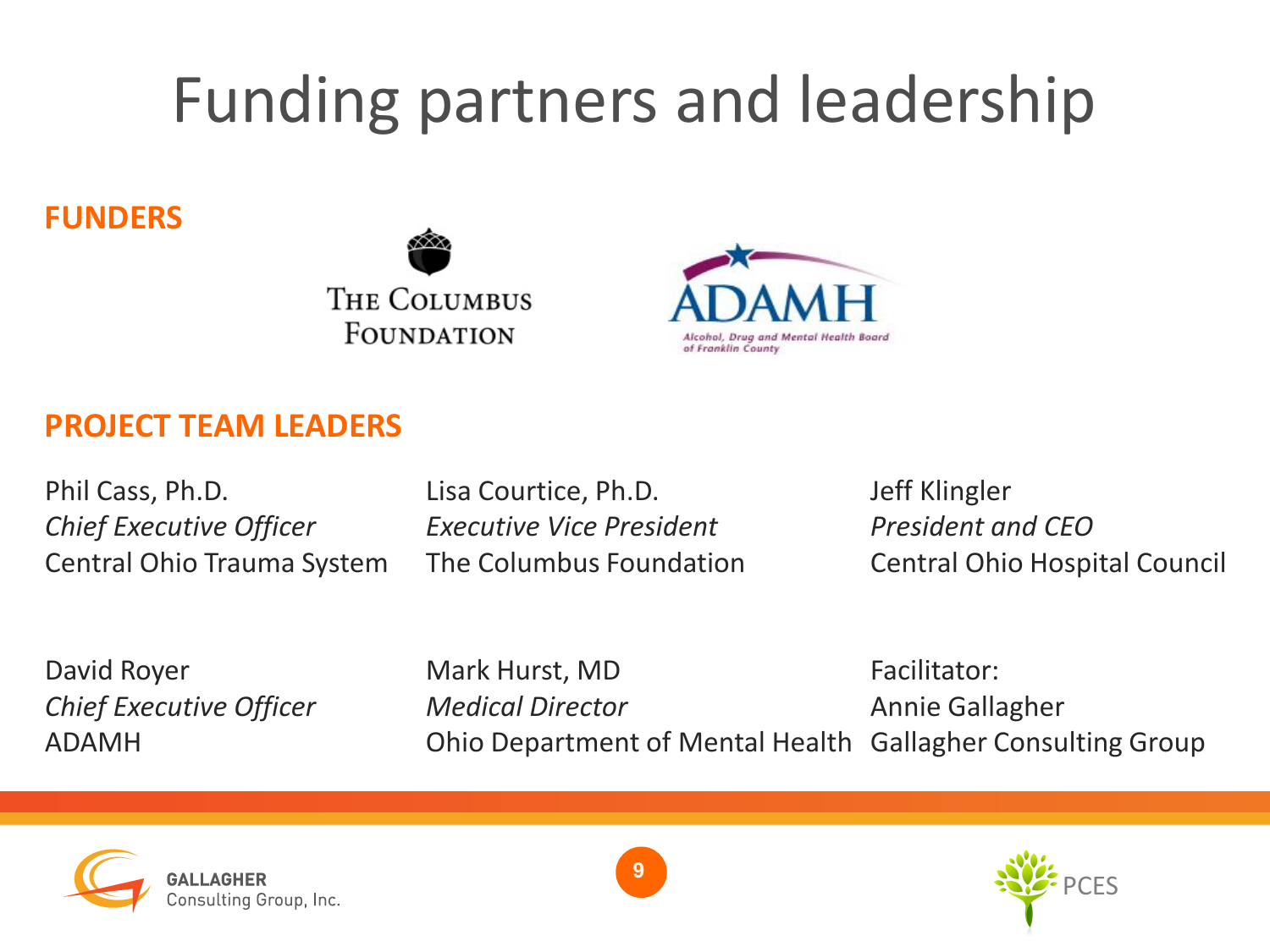# Funding partners and leadership

**FUNDERS**

The Columbus Foundation

ADAMH
Alcohol, Drug and Mental Health Board of Franklin County

**PROJECT TEAM LEADERS**

Phil Cass, Ph.D.
*Chief Executive Officer*
Central Ohio Trauma System

Lisa Courtice, Ph.D.
*Executive Vice President*
The Columbus Foundation

Jeff Klingler
*President and CEO*
Central Ohio Hospital Council

David Royer
*Chief Executive Officer*
ADAMH

Mark Hurst, MD
*Medical Director*
Ohio Department of Mental Health

Facilitator:
Annie Gallagher
Gallagher Consulting Group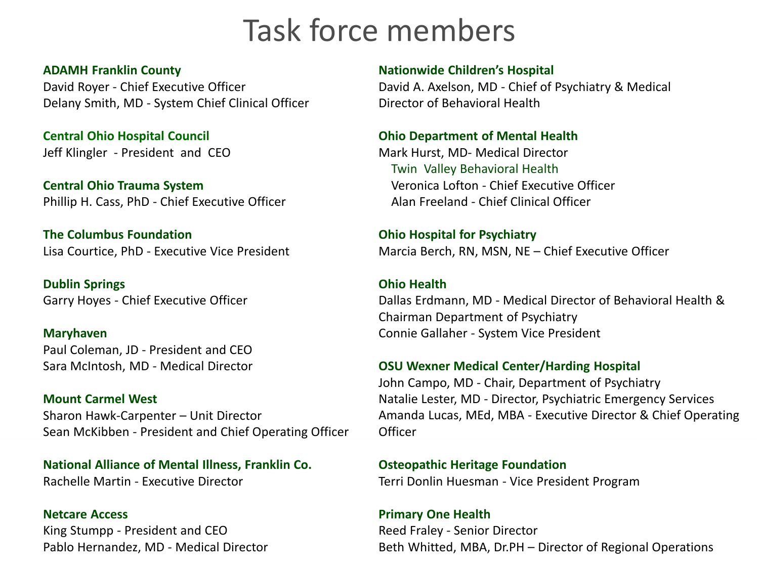# Task force members

**ADAMH Franklin County**
David Royer - Chief Executive Officer
Delany Smith, MD - System Chief Clinical Officer

**Central Ohio Hospital Council**
Jeff Klingler - President and CEO

**Central Ohio Trauma System**
Phillip H. Cass, PhD - Chief Executive Officer

**The Columbus Foundation**
Lisa Courtice, PhD - Executive Vice President

**Dublin Springs**
Garry Hoyes - Chief Executive Officer

**Maryhaven**
Paul Coleman, JD - President and CEO
Sara McIntosh, MD - Medical Director

**Mount Carmel West**
Sharon Hawk-Carpenter – Unit Director
Sean McKibben - President and Chief Operating Officer

**National Alliance of Mental Illness, Franklin Co.**
Rachelle Martin - Executive Director

**Netcare Access**
King Stumpp - President and CEO
Pablo Hernandez, MD - Medical Director

**Nationwide Children's Hospital**
David A. Axelson, MD - Chief of Psychiatry & Medical Director of Behavioral Health

**Ohio Department of Mental Health**
Mark Hurst, MD- Medical Director
Twin Valley Behavioral Health
Veronica Lofton - Chief Executive Officer
Alan Freeland - Chief Clinical Officer

**Ohio Hospital for Psychiatry**
Marcia Berch, RN, MSN, NE – Chief Executive Officer

**Ohio Health**
Dallas Erdmann, MD - Medical Director of Behavioral Health & Chairman Department of Psychiatry
Connie Gallaher - System Vice President

**OSU Wexner Medical Center/Harding Hospital**
John Campo, MD - Chair, Department of Psychiatry
Natalie Lester, MD - Director, Psychiatric Emergency Services
Amanda Lucas, MEd, MBA - Executive Director & Chief Operating Officer

**Osteopathic Heritage Foundation**
Terri Donlin Huesman - Vice President Program

**Primary One Health**
Reed Fraley - Senior Director
Beth Whitted, MBA, Dr.PH – Director of Regional Operations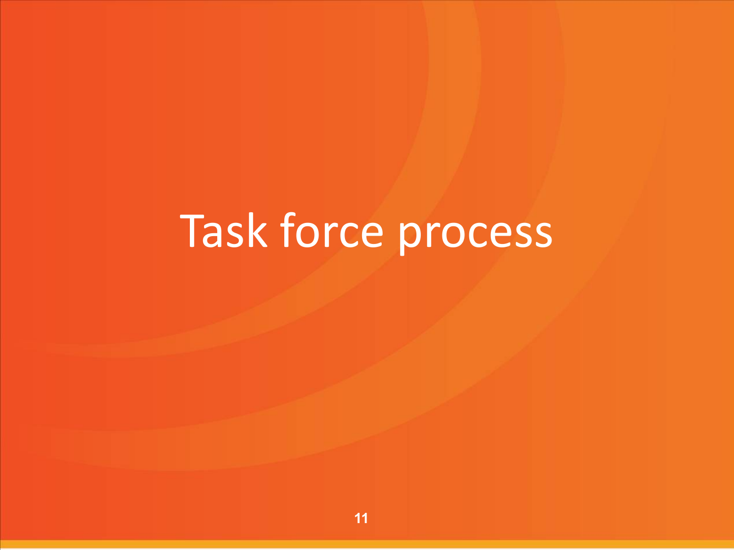# Task force process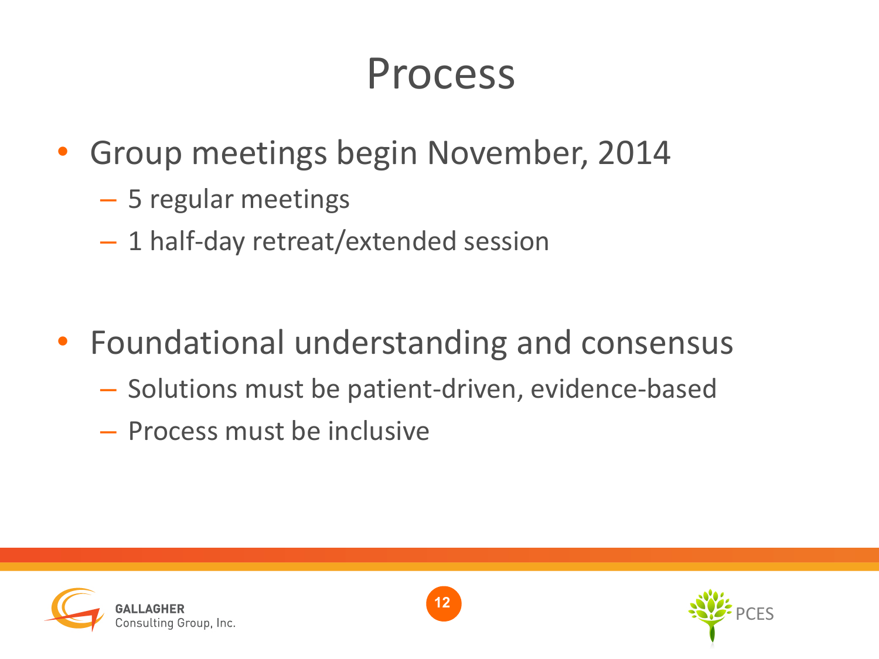# Process

- Group meetings begin November, 2014
  - 5 regular meetings
  - 1 half-day retreat/extended session
- Foundational understanding and consensus
  - Solutions must be patient-driven, evidence-based
  - Process must be inclusive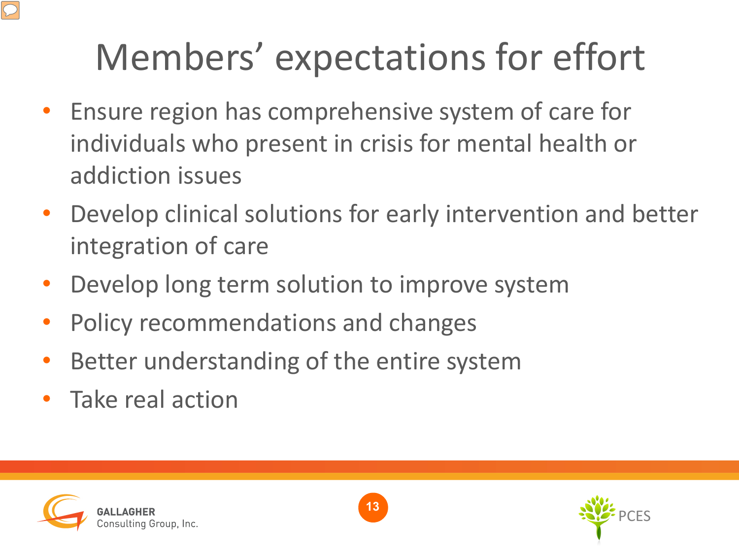# Members' expectations for effort

- Ensure region has comprehensive system of care for individuals who present in crisis for mental health or addiction issues
- Develop clinical solutions for early intervention and better integration of care
- Develop long term solution to improve system
- Policy recommendations and changes
- Better understanding of the entire system
- Take real action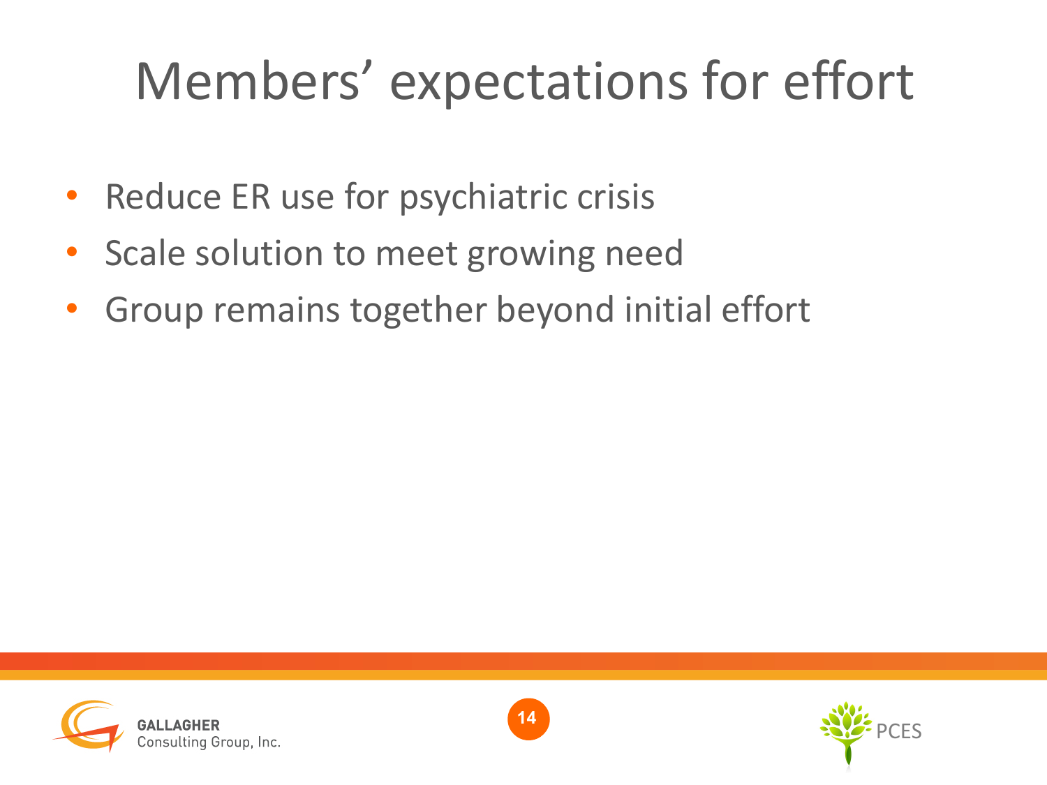# Members' expectations for effort

- Reduce ER use for psychiatric crisis
- Scale solution to meet growing need
- Group remains together beyond initial effort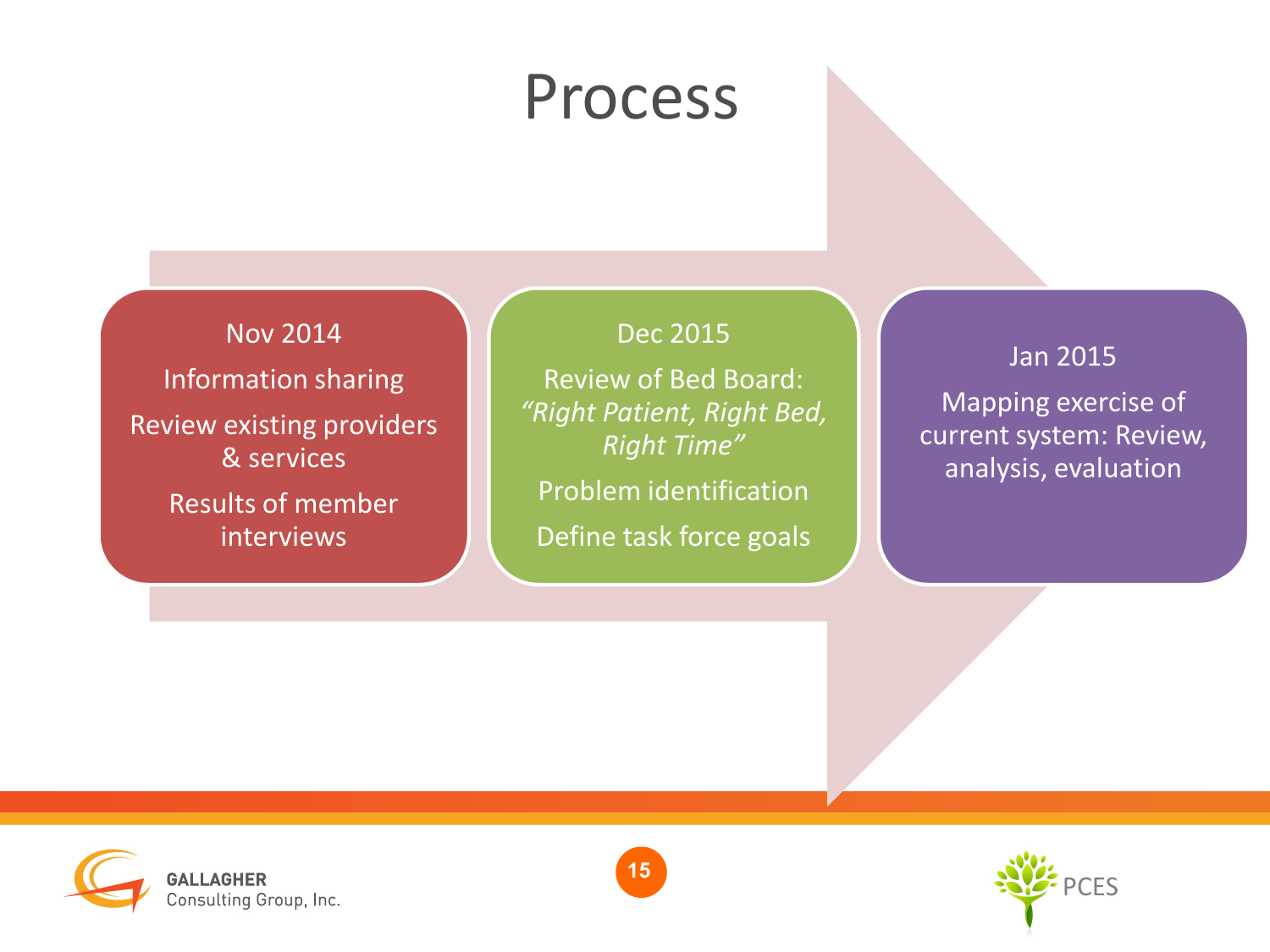# Process

**Nov 2014**

Information sharing

Review existing providers & services

Results of member interviews

**Dec 2015**

Review of Bed Board: *"Right Patient, Right Bed, Right Time"*

Problem identification

Define task force goals

**Jan 2015**

Mapping exercise of current system: Review, analysis, evaluation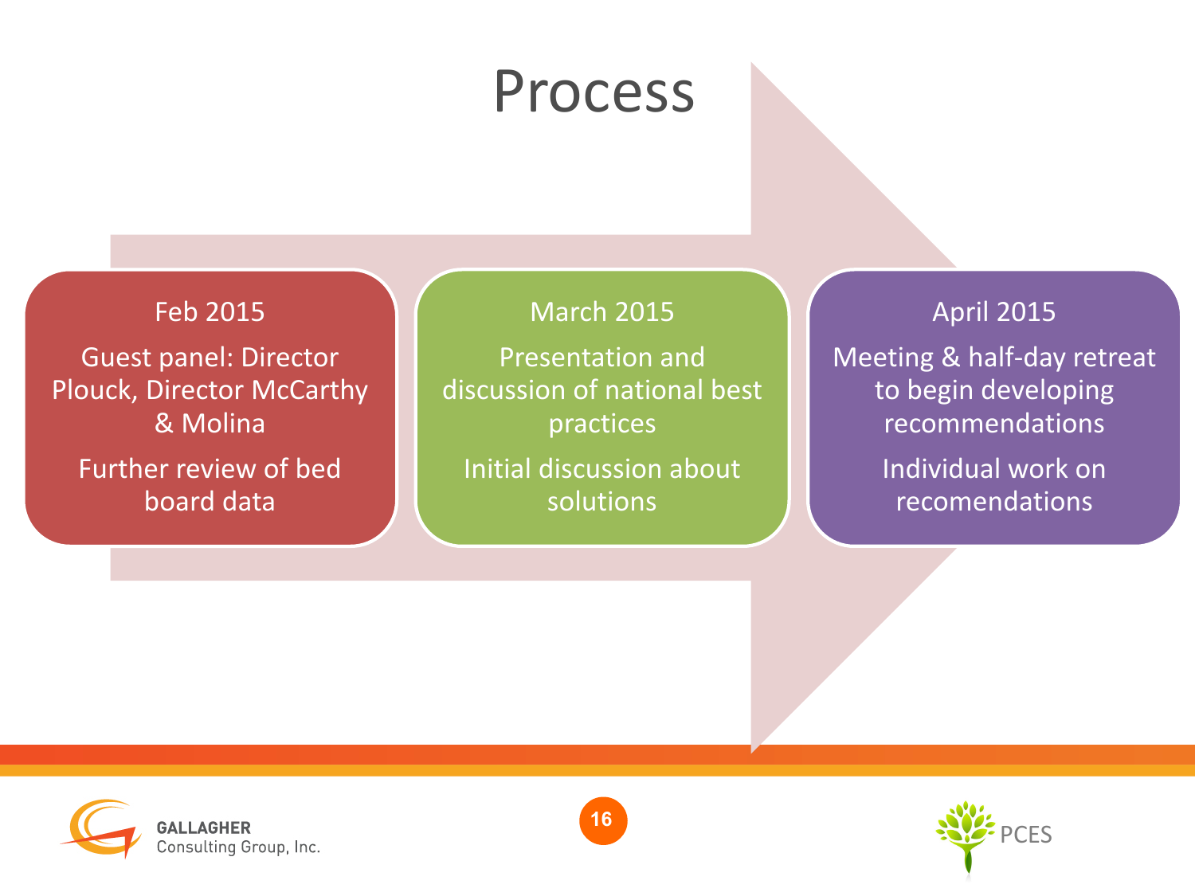# Process

## Feb 2015

Guest panel: Director Plouck, Director McCarthy & Molina

Further review of bed board data

## March 2015

Presentation and discussion of national best practices

Initial discussion about solutions

## April 2015

Meeting & half-day retreat to begin developing recommendations

Individual work on recomendations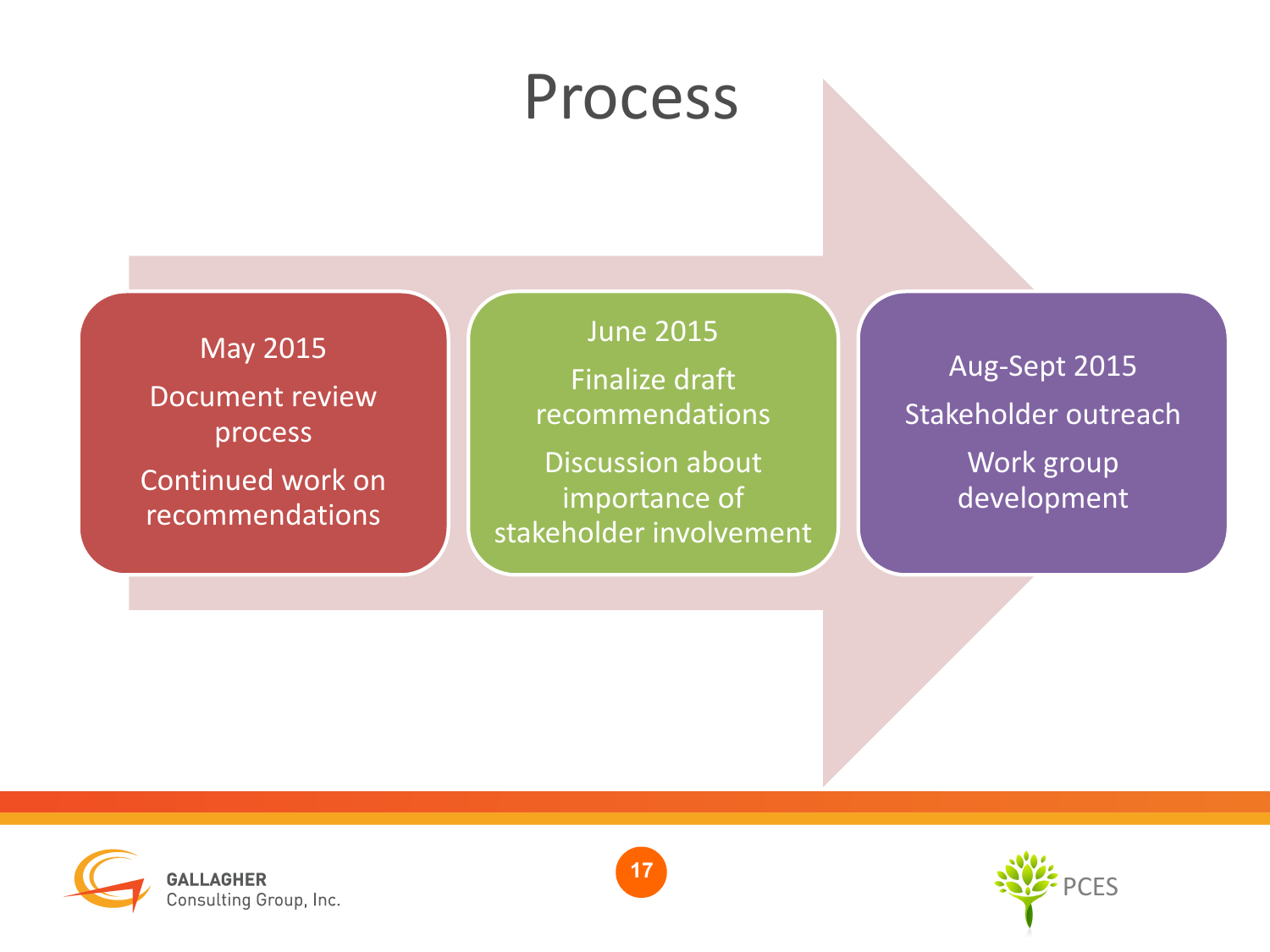# Process

**May 2015**

- Document review process
- Continued work on recommendations

**June 2015**

- Finalize draft recommendations
- Discussion about importance of stakeholder involvement

**Aug-Sept 2015**

- Stakeholder outreach
- Work group development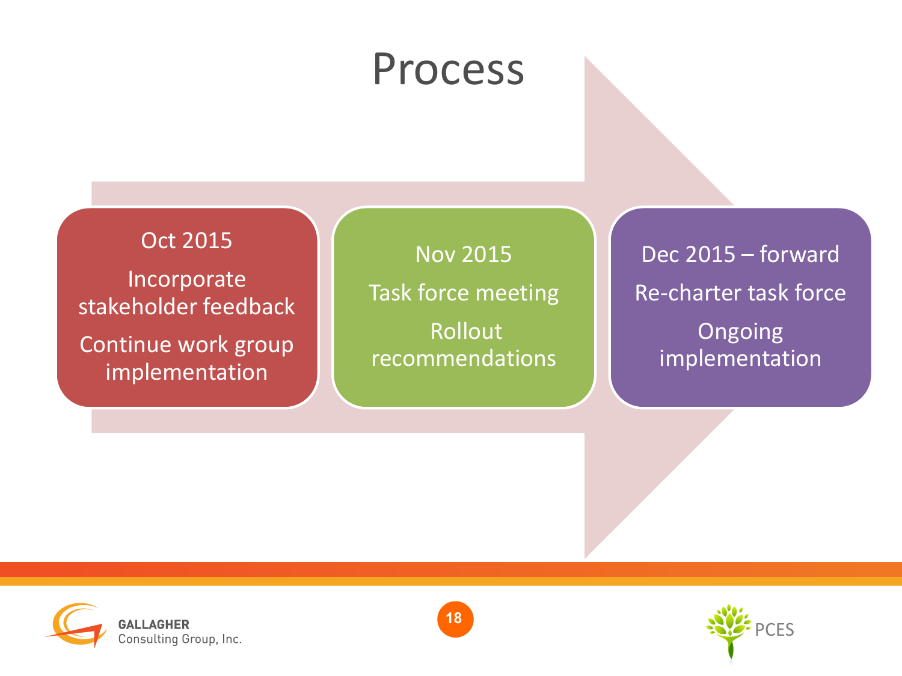# Process

**Oct 2015**

- Incorporate stakeholder feedback
- Continue work group implementation

**Nov 2015**

- Task force meeting
- Rollout recommendations

**Dec 2015 – forward**

- Re-charter task force
- Ongoing implementation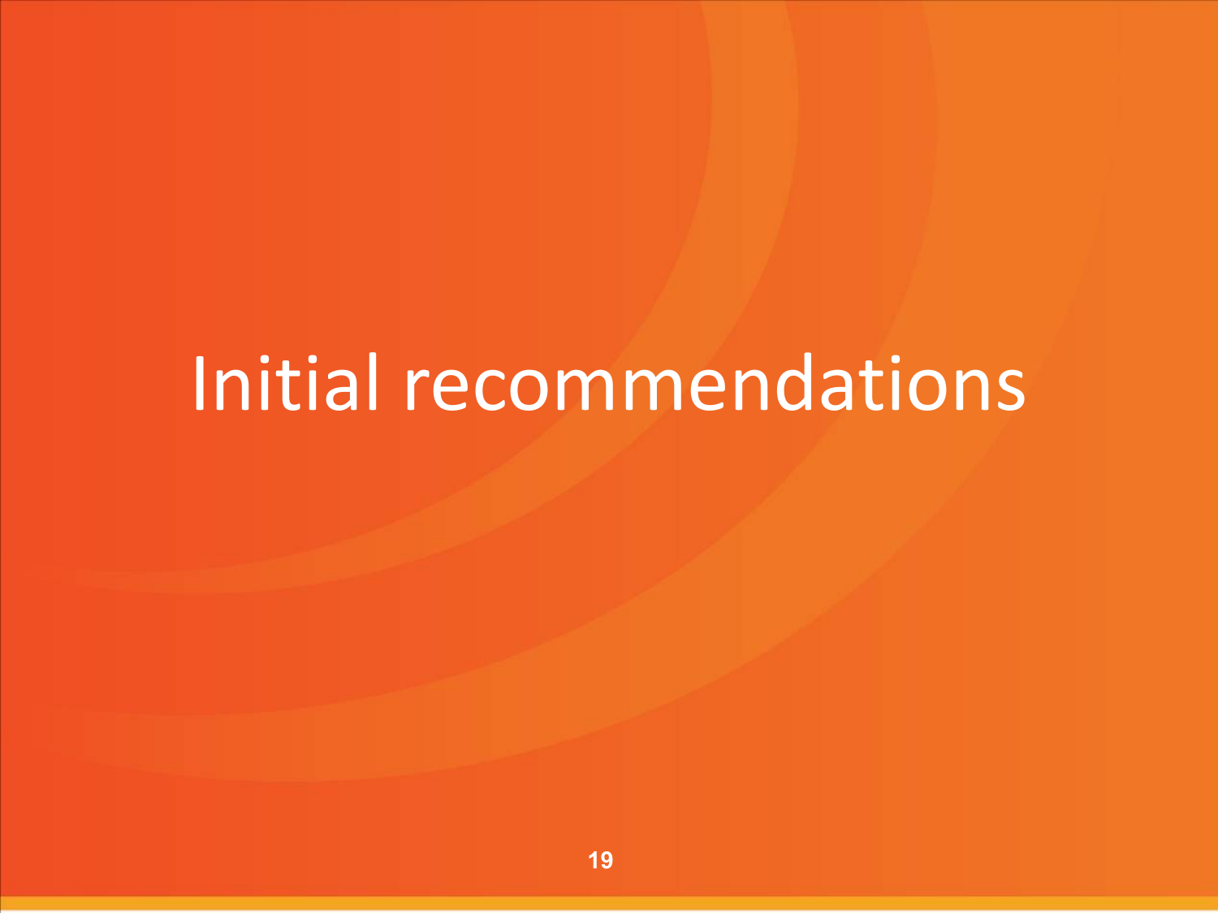# Initial recommendations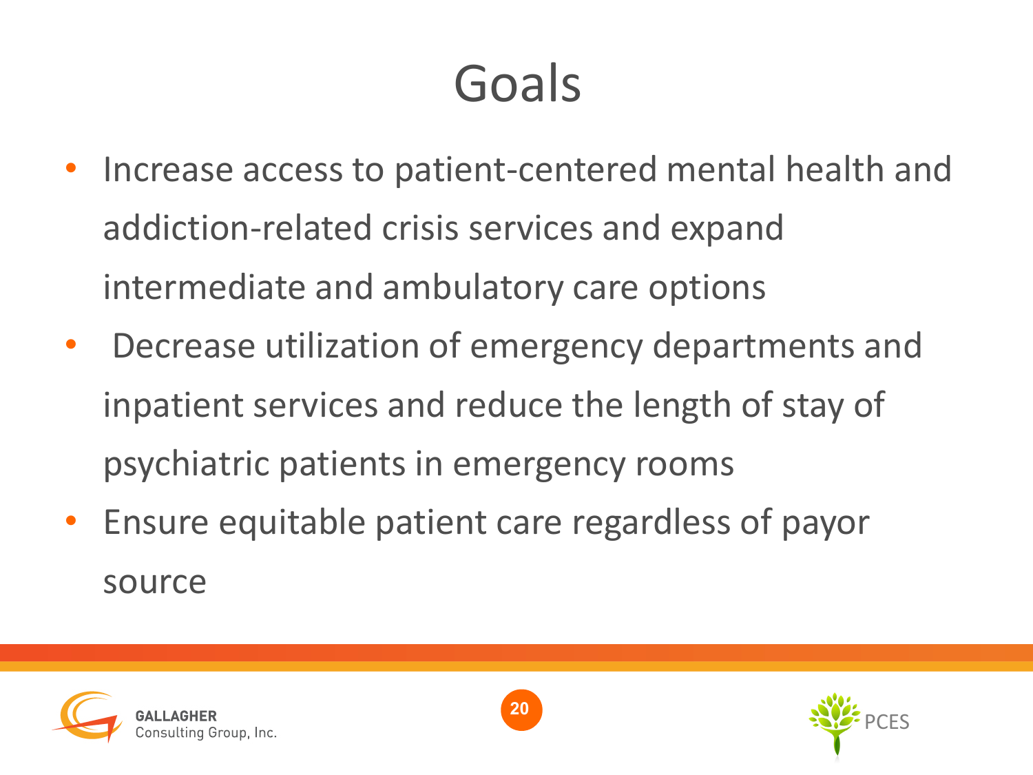# Goals

- Increase access to patient-centered mental health and addiction-related crisis services and expand intermediate and ambulatory care options
- Decrease utilization of emergency departments and inpatient services and reduce the length of stay of psychiatric patients in emergency rooms
- Ensure equitable patient care regardless of payor source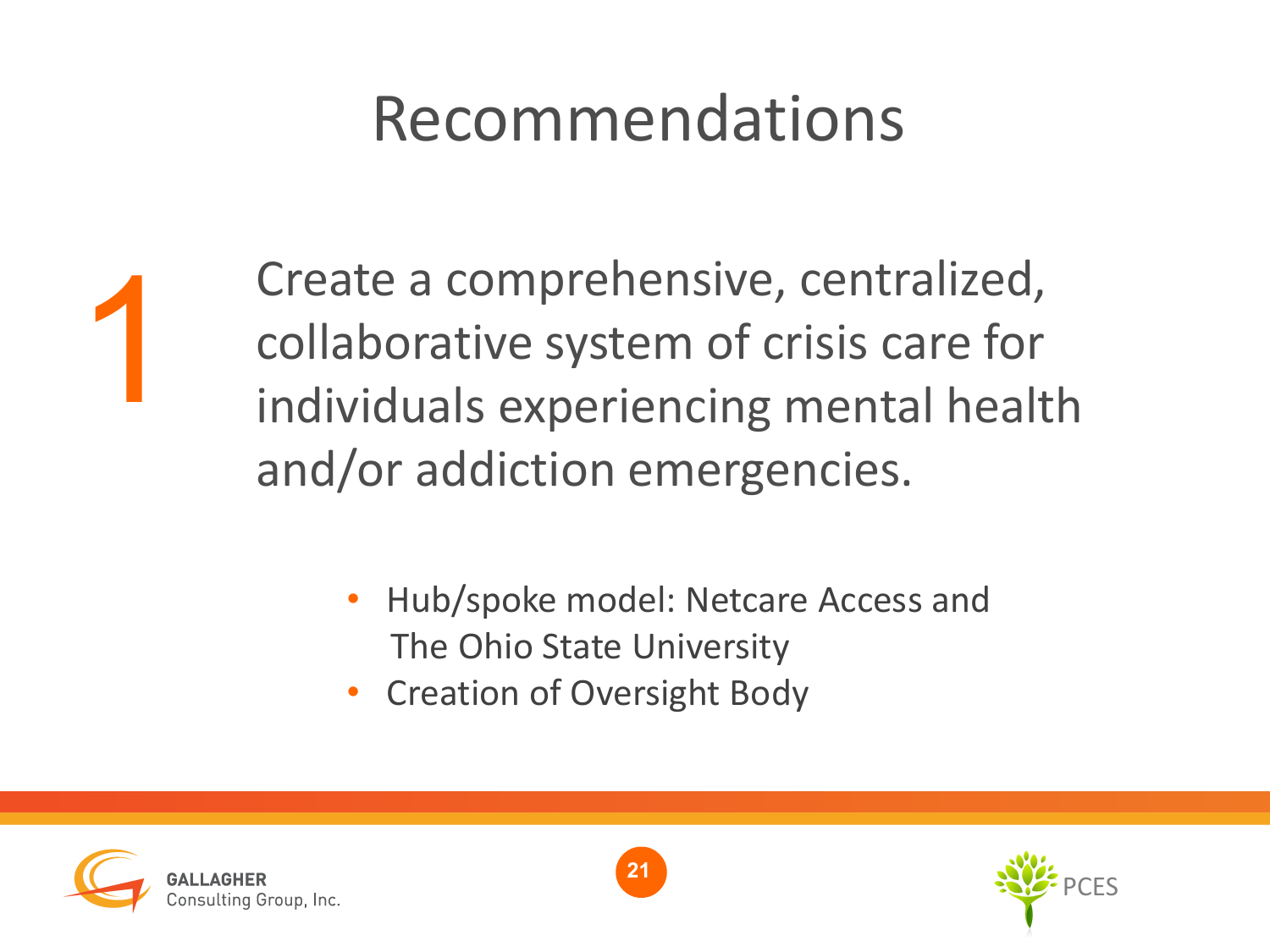# Recommendations

1

Create a comprehensive, centralized, collaborative system of crisis care for individuals experiencing mental health and/or addiction emergencies.

- Hub/spoke model: Netcare Access and The Ohio State University
- Creation of Oversight Body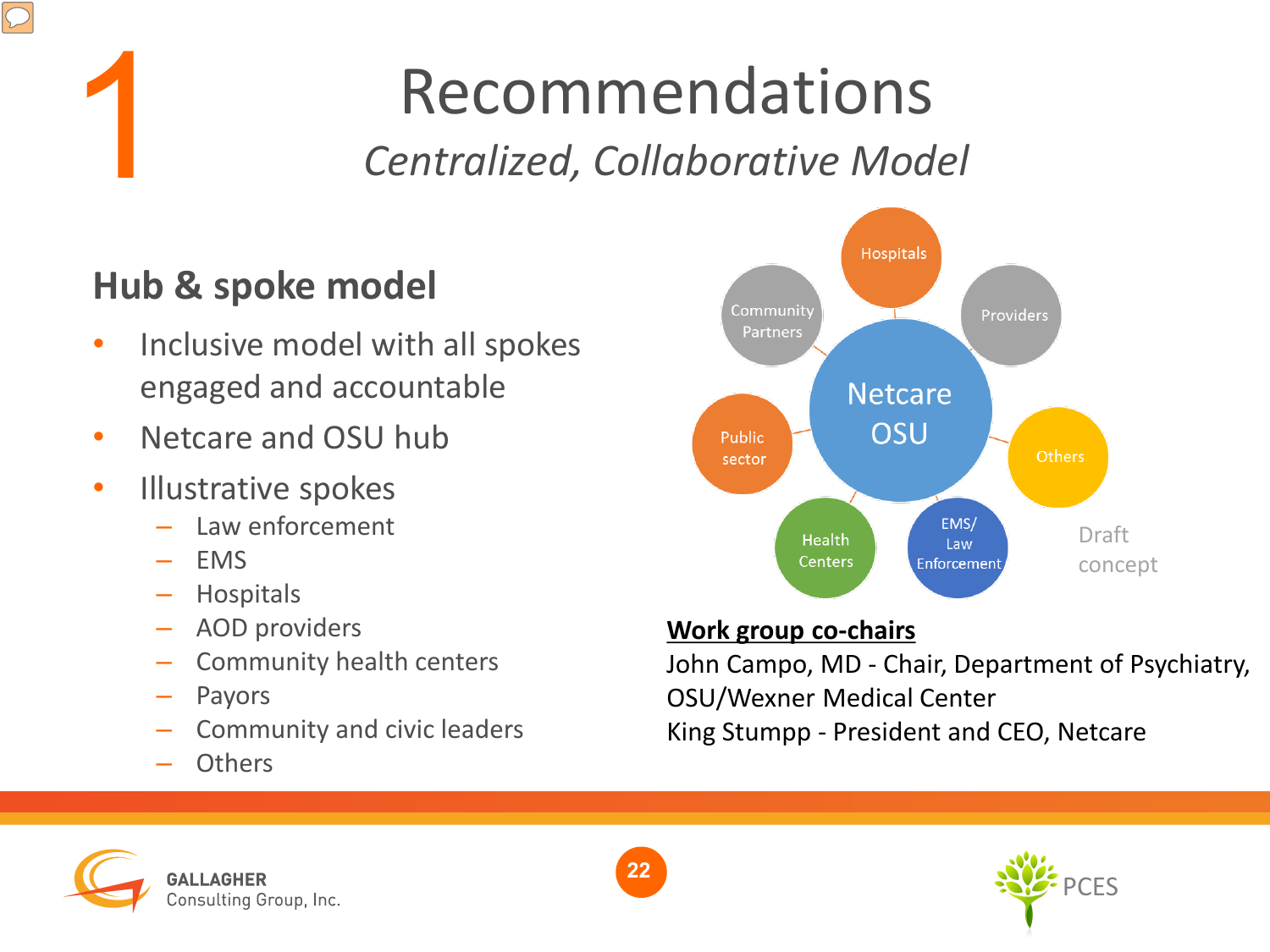# 1 Recommendations

*Centralized, Collaborative Model*

## Hub & spoke model

- Inclusive model with all spokes engaged and accountable
- Netcare and OSU hub
- Illustrative spokes
  - Law enforcement
  - EMS
  - Hospitals
  - AOD providers
  - Community health centers
  - Payors
  - Community and civic leaders
  - Others

Netcare OSU

Hospitals

Providers

Others

EMS/ Law Enforcement

Health Centers

Public sector

Community Partners

Draft concept

**Work group co-chairs**

John Campo, MD - Chair, Department of Psychiatry, OSU/Wexner Medical Center

King Stumpp - President and CEO, Netcare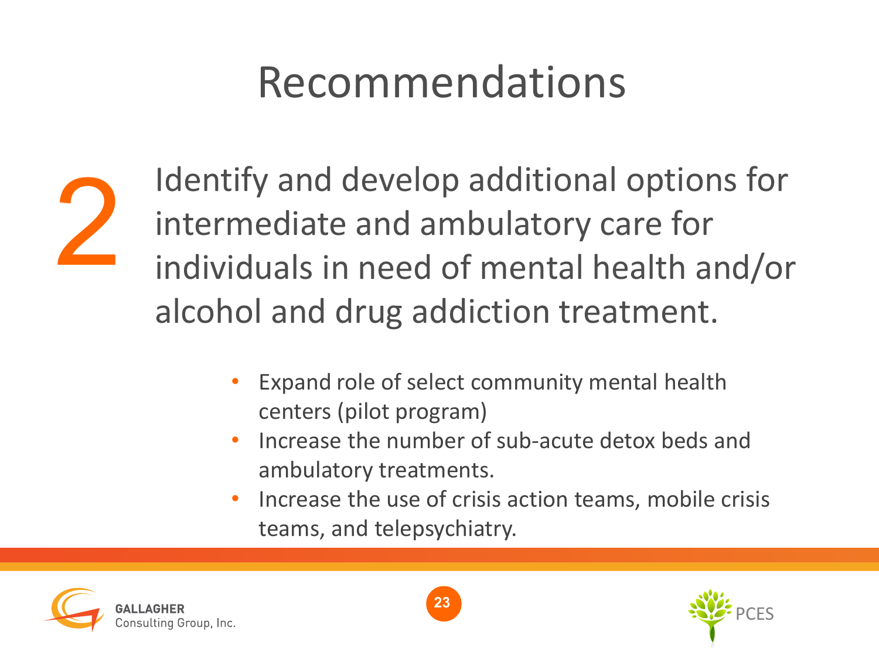# Recommendations

## 2

Identify and develop additional options for intermediate and ambulatory care for individuals in need of mental health and/or alcohol and drug addiction treatment.

- Expand role of select community mental health centers (pilot program)
- Increase the number of sub-acute detox beds and ambulatory treatments.
- Increase the use of crisis action teams, mobile crisis teams, and telepsychiatry.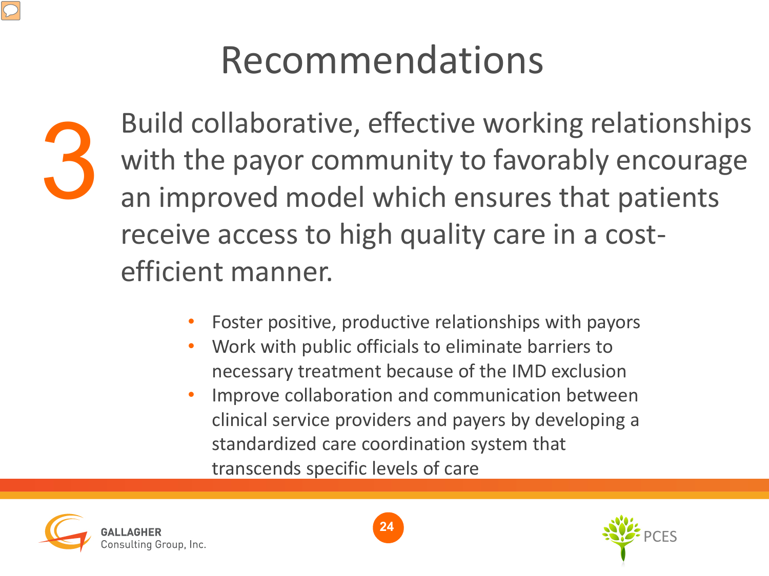# Recommendations

**3** Build collaborative, effective working relationships with the payor community to favorably encourage an improved model which ensures that patients receive access to high quality care in a cost-efficient manner.

- Foster positive, productive relationships with payors
- Work with public officials to eliminate barriers to necessary treatment because of the IMD exclusion
- Improve collaboration and communication between clinical service providers and payers by developing a standardized care coordination system that transcends specific levels of care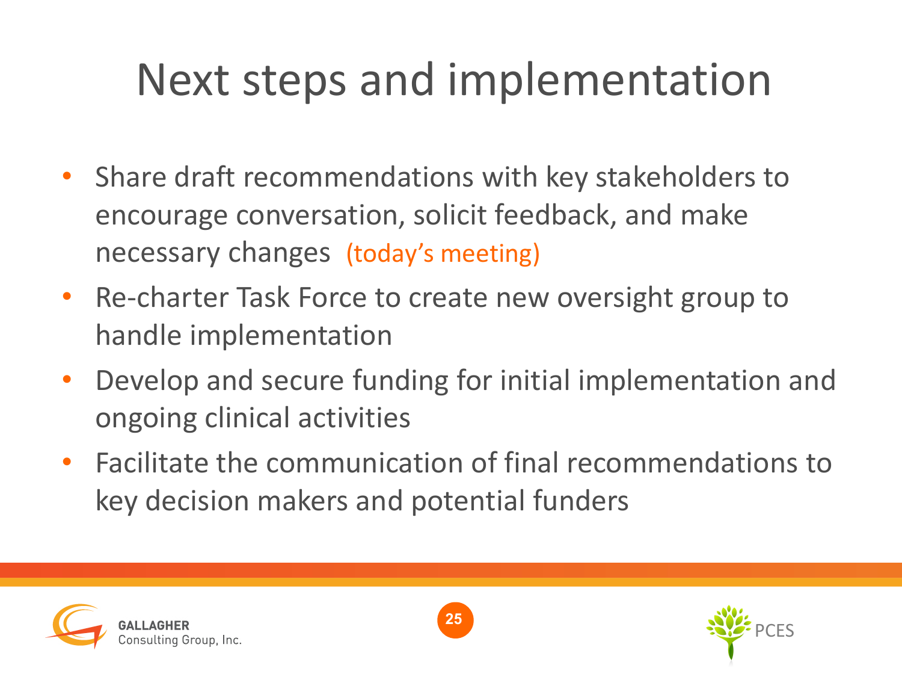# Next steps and implementation

- Share draft recommendations with key stakeholders to encourage conversation, solicit feedback, and make necessary changes (today's meeting)
- Re-charter Task Force to create new oversight group to handle implementation
- Develop and secure funding for initial implementation and ongoing clinical activities
- Facilitate the communication of final recommendations to key decision makers and potential funders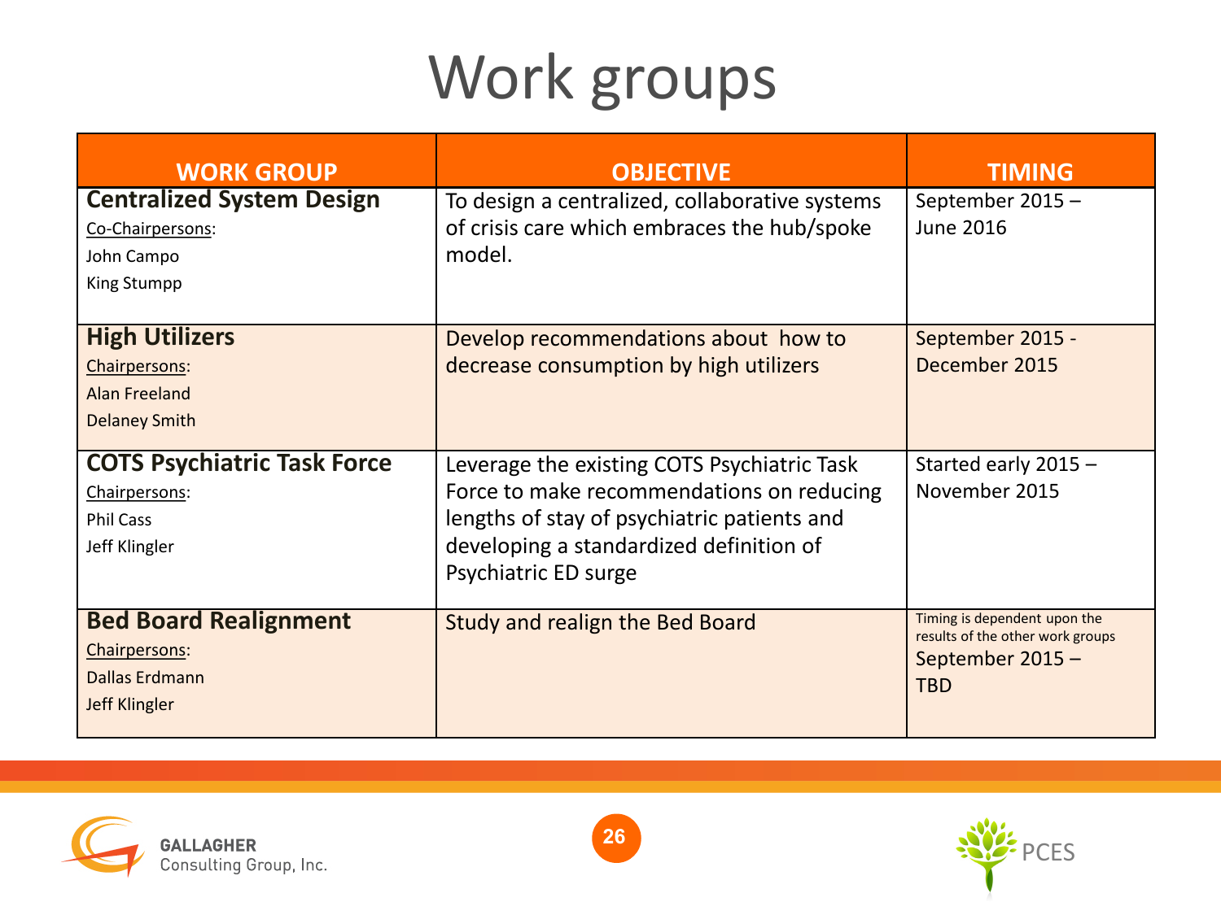# Work groups

| WORK GROUP | OBJECTIVE | TIMING |
|---|---|---|
| **Centralized System Design**<br>Co-Chairpersons:<br>John Campo<br>King Stumpp | To design a centralized, collaborative systems of crisis care which embraces the hub/spoke model. | September 2015 – June 2016 |
| **High Utilizers**<br>Chairpersons:<br>Alan Freeland<br>Delaney Smith | Develop recommendations about how to decrease consumption by high utilizers | September 2015 - December 2015 |
| **COTS Psychiatric Task Force**<br>Chairpersons:<br>Phil Cass<br>Jeff Klingler | Leverage the existing COTS Psychiatric Task Force to make recommendations on reducing lengths of stay of psychiatric patients and developing a standardized definition of Psychiatric ED surge | Started early 2015 – November 2015 |
| **Bed Board Realignment**<br>Chairpersons:<br>Dallas Erdmann<br>Jeff Klingler | Study and realign the Bed Board | Timing is dependent upon the results of the other work groups<br>September 2015 – TBD |

GALLAGHER Consulting Group, Inc.

PCES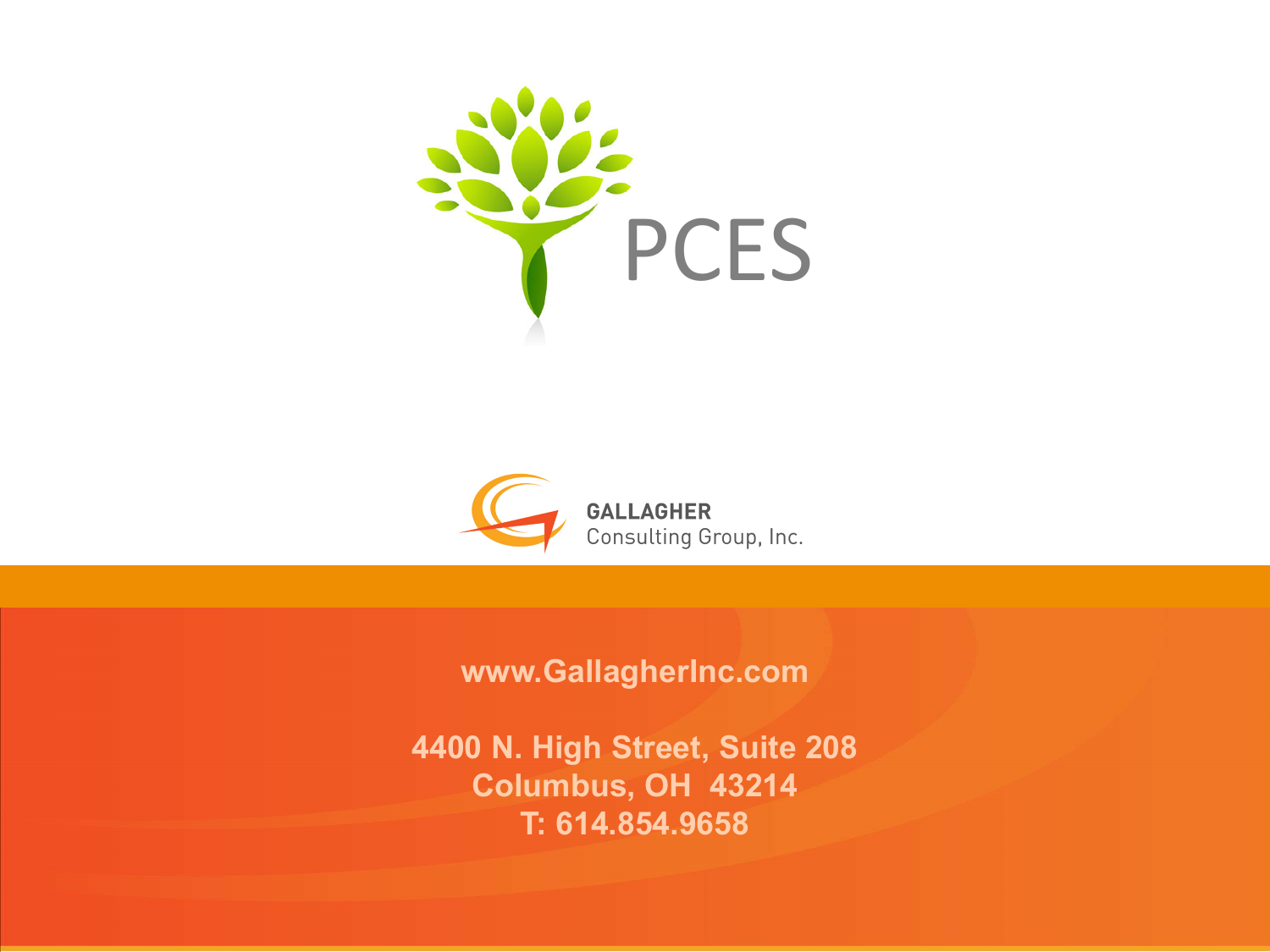PCES

**GALLAGHER**
Consulting Group, Inc.

**www.GallagherInc.com**

**4400 N. High Street, Suite 208**
**Columbus, OH 43214**
**T: 614.854.9658**